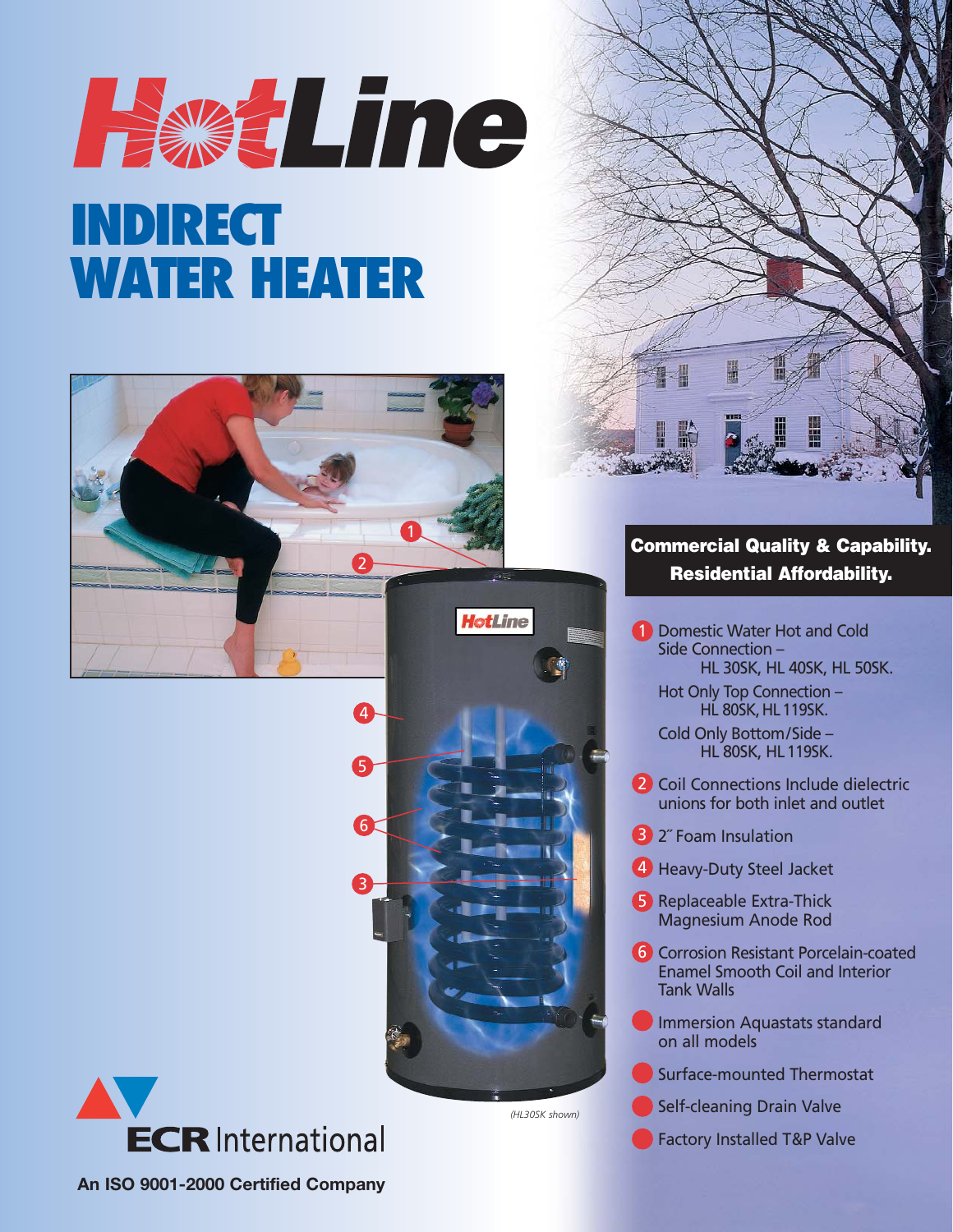# HotLine

# INDIRECT WATER HEATER

**Commercial Quality & Capability. Residential Affordability.**

1. Domestic Water Hot and Cold Side Connection – HL 30SK, HL 40SK, HL 50SK.
   Hot Only Top Connection – HL 80SK, HL 119SK.
   Cold Only Bottom/Side – HL 80SK, HL 119SK.
2. Coil Connections Include dielectric unions for both inlet and outlet
3. 2″ Foam Insulation
4. Heavy-Duty Steel Jacket
5. Replaceable Extra-Thick Magnesium Anode Rod
6. Corrosion Resistant Porcelain-coated Enamel Smooth Coil and Interior Tank Walls

- Immersion Aquastats standard on all models
- Surface-mounted Thermostat
- Self-cleaning Drain Valve
- Factory Installed T&P Valve

*(HL30SK shown)*

ECR International

**An ISO 9001-2000 Certified Company**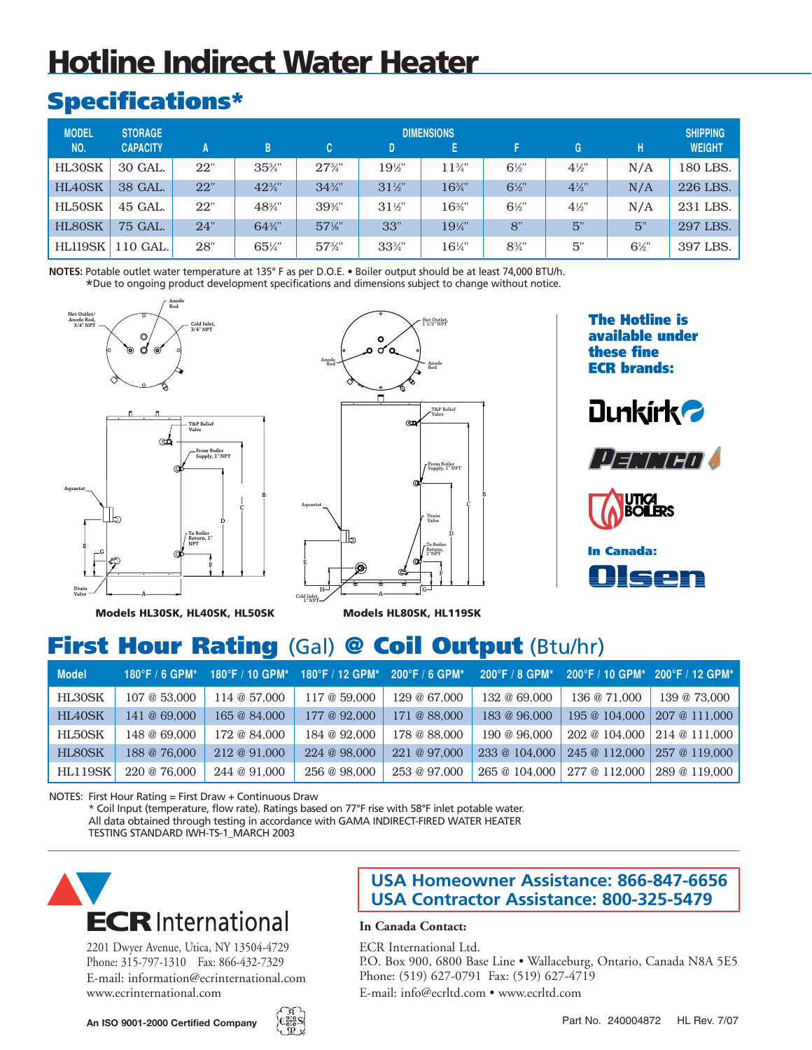# Hotline Indirect Water Heater

## Specifications*

| MODEL NO. | STORAGE CAPACITY | DIMENSIONS A | B | C | D | E | F | G | H | SHIPPING WEIGHT |
|---|---|---|---|---|---|---|---|---|---|---|
| HL30SK | 30 GAL. | 22" | 35¾" | 27¾" | 19½" | 11¾" | 6½" | 4½" | N/A | 180 LBS. |
| HL40SK | 38 GAL. | 22" | 42¾" | 34¾" | 31½" | 16¾" | 6½" | 4½" | N/A | 226 LBS. |
| HL50SK | 45 GAL. | 22" | 48¾" | 39¾" | 31½" | 16¾" | 6½" | 4½" | N/A | 231 LBS. |
| HL80SK | 75 GAL. | 24" | 64¾" | 57⅛" | 33" | 19¼" | 8" | 5" | 5" | 297 LBS. |
| HL119SK | 110 GAL. | 28" | 65¼" | 57¾" | 33¾" | 16¼" | 8¾" | 5" | 6½" | 397 LBS. |

**NOTES:** Potable outlet water temperature at 135° F as per D.O.E. • Boiler output should be at least 74,000 BTU/h.
*Due to ongoing product development specifications and dimensions subject to change without notice.

Anode Rod
Hot Outlet/ Anode Rod, 3/4" NPT
Cold Inlet, 3/4" NPT
T&P Relief Valve
From Boiler Supply, 1" NPT
Aquastat
To Boiler Return, 1" NPT
Drain Valve
A B C D E F G

Models HL30SK, HL40SK, HL50SK

Hot Outlet, 1 1/2" NPT
Anode Rod
Anode Rod
T&P Relief Valve
From Boiler Supply, 1" NPT
Aquastat
Drain Valve
To Boiler Return, 1" NPT
Cold Inlet, 1" NPT
A B C D E F G H

Models HL80SK, HL119SK

**The Hotline is available under these fine ECR brands:**

Dunkirk

Pennco

Utica Boilers

**In Canada:**

Olsen

## First Hour Rating (Gal) @ Coil Output (Btu/hr)

| Model | 180°F / 6 GPM* | 180°F / 10 GPM* | 180°F / 12 GPM* | 200°F / 6 GPM* | 200°F / 8 GPM* | 200°F / 10 GPM* | 200°F / 12 GPM* |
|---|---|---|---|---|---|---|---|
| HL30SK | 107 @ 53,000 | 114 @ 57,000 | 117 @ 59,000 | 129 @ 67,000 | 132 @ 69,000 | 136 @ 71,000 | 139 @ 73,000 |
| HL40SK | 141 @ 69,000 | 165 @ 84,000 | 177 @ 92,000 | 171 @ 88,000 | 183 @ 96,000 | 195 @ 104,000 | 207 @ 111,000 |
| HL50SK | 148 @ 69,000 | 172 @ 84,000 | 184 @ 92,000 | 178 @ 88,000 | 190 @ 96,000 | 202 @ 104,000 | 214 @ 111,000 |
| HL80SK | 188 @ 76,000 | 212 @ 91,000 | 224 @ 98,000 | 221 @ 97,000 | 233 @ 104,000 | 245 @ 112,000 | 257 @ 119,000 |
| HL119SK | 220 @ 76,000 | 244 @ 91,000 | 256 @ 98,000 | 253 @ 97,000 | 265 @ 104,000 | 277 @ 112,000 | 289 @ 119,000 |

NOTES: First Hour Rating = First Draw + Continuous Draw
* Coil Input (temperature, flow rate). Ratings based on 77°F rise with 58°F inlet potable water.
All data obtained through testing in accordance with GAMA INDIRECT-FIRED WATER HEATER TESTING STANDARD IWH-TS-1_MARCH 2003

**ECR International**

2201 Dwyer Avenue, Utica, NY 13504-4729
Phone: 315-797-1310 Fax: 866-432-7329
E-mail: information@ecrinternational.com
www.ecrinternational.com

**An ISO 9001-2000 Certified Company**

**USA Homeowner Assistance: 866-847-6656**
**USA Contractor Assistance: 800-325-5479**

**In Canada Contact:**

ECR International Ltd.
P.O. Box 900, 6800 Base Line • Wallaceburg, Ontario, Canada N8A 5E5
Phone: (519) 627-0791 Fax: (519) 627-4719
E-mail: info@ecrltd.com • www.ecrltd.com

Part No. 240004872 HL Rev. 7/07